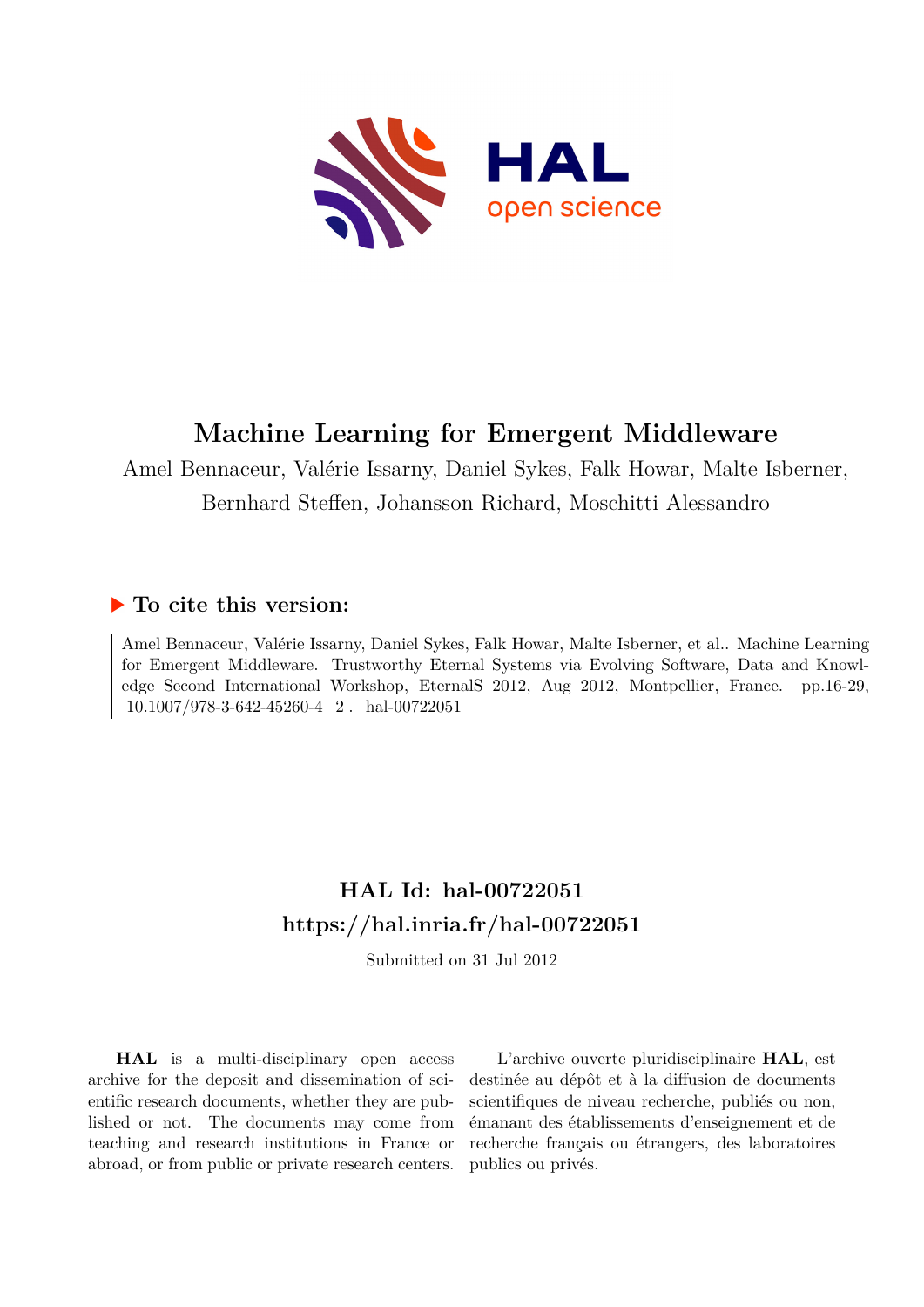# Machine Learning for Emergent Middleware

Amel Bennaceur, Valérie Issarny, Daniel Sykes, Falk Howar, Malte Isberner, Bernhard Steffen, Johansson Richard, Moschitti Alessandro

## ▶ To cite this version:

Amel Bennaceur, Valérie Issarny, Daniel Sykes, Falk Howar, Malte Isberner, et al.. Machine Learning for Emergent Middleware. Trustworthy Eternal Systems via Evolving Software, Data and Knowledge Second International Workshop, EternalS 2012, Aug 2012, Montpellier, France. pp.16-29, 10.1007/978-3-642-45260-4_2 . hal-00722051

## HAL Id: hal-00722051
## https://hal.inria.fr/hal-00722051

Submitted on 31 Jul 2012

**HAL** is a multi-disciplinary open access archive for the deposit and dissemination of scientific research documents, whether they are published or not. The documents may come from teaching and research institutions in France or abroad, or from public or private research centers.

L'archive ouverte pluridisciplinaire **HAL**, est destinée au dépôt et à la diffusion de documents scientifiques de niveau recherche, publiés ou non, émanant des établissements d'enseignement et de recherche français ou étrangers, des laboratoires publics ou privés.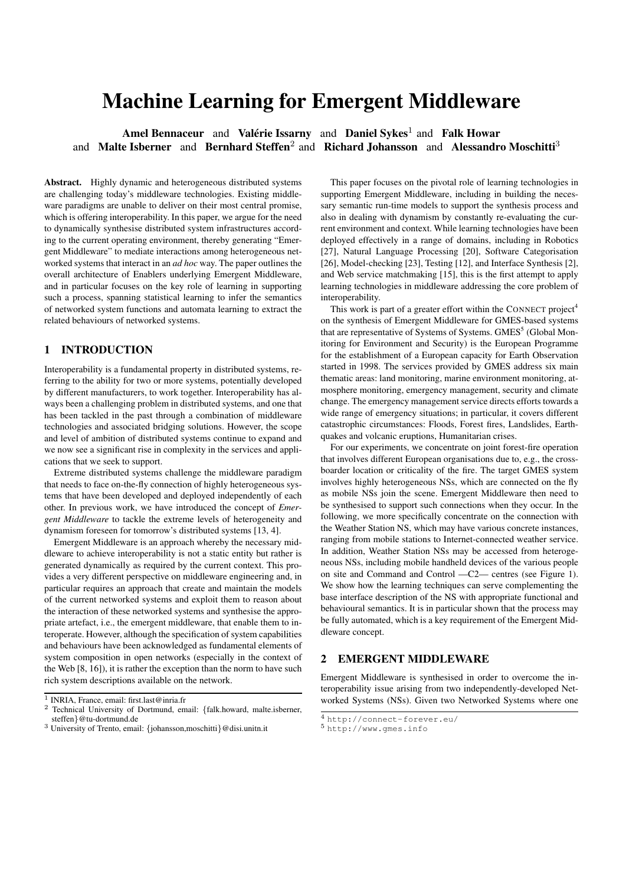# Machine Learning for Emergent Middleware

**Amel Bennaceur** and **Valérie Issarny** and **Daniel Sykes**[1] and **Falk Howar** and **Malte Isberner** and **Bernhard Steffen**[2] and **Richard Johansson** and **Alessandro Moschitti**[3]

**Abstract.** Highly dynamic and heterogeneous distributed systems are challenging today's middleware technologies. Existing middleware paradigms are unable to deliver on their most central promise, which is offering interoperability. In this paper, we argue for the need to dynamically synthesise distributed system infrastructures according to the current operating environment, thereby generating "Emergent Middleware" to mediate interactions among heterogeneous networked systems that interact in an *ad hoc* way. The paper outlines the overall architecture of Enablers underlying Emergent Middleware, and in particular focuses on the key role of learning in supporting such a process, spanning statistical learning to infer the semantics of networked system functions and automata learning to extract the related behaviours of networked systems.

## 1 INTRODUCTION

Interoperability is a fundamental property in distributed systems, referring to the ability for two or more systems, potentially developed by different manufacturers, to work together. Interoperability has always been a challenging problem in distributed systems, and one that has been tackled in the past through a combination of middleware technologies and associated bridging solutions. However, the scope and level of ambition of distributed systems continue to expand and we now see a significant rise in complexity in the services and applications that we seek to support.

Extreme distributed systems challenge the middleware paradigm that needs to face on-the-fly connection of highly heterogeneous systems that have been developed and deployed independently of each other. In previous work, we have introduced the concept of *Emergent Middleware* to tackle the extreme levels of heterogeneity and dynamism foreseen for tomorrow's distributed systems [13, 4].

Emergent Middleware is an approach whereby the necessary middleware to achieve interoperability is not a static entity but rather is generated dynamically as required by the current context. This provides a very different perspective on middleware engineering and, in particular requires an approach that create and maintain the models of the current networked systems and exploit them to reason about the interaction of these networked systems and synthesise the appropriate artefact, i.e., the emergent middleware, that enable them to interoperate. However, although the specification of system capabilities and behaviours have been acknowledged as fundamental elements of system composition in open networks (especially in the context of the Web [8, 16]), it is rather the exception than the norm to have such rich system descriptions available on the network.

This paper focuses on the pivotal role of learning technologies in supporting Emergent Middleware, including in building the necessary semantic run-time models to support the synthesis process and also in dealing with dynamism by constantly re-evaluating the current environment and context. While learning technologies have been deployed effectively in a range of domains, including in Robotics [27], Natural Language Processing [20], Software Categorisation [26], Model-checking [23], Testing [12], and Interface Synthesis [2], and Web service matchmaking [15], this is the first attempt to apply learning technologies in middleware addressing the core problem of interoperability.

This work is part of a greater effort within the CONNECT project[4] on the synthesis of Emergent Middleware for GMES-based systems that are representative of Systems of Systems. GMES[5] (Global Monitoring for Environment and Security) is the European Programme for the establishment of a European capacity for Earth Observation started in 1998. The services provided by GMES address six main thematic areas: land monitoring, marine environment monitoring, atmosphere monitoring, emergency management, security and climate change. The emergency management service directs efforts towards a wide range of emergency situations; in particular, it covers different catastrophic circumstances: Floods, Forest fires, Landslides, Earthquakes and volcanic eruptions, Humanitarian crises.

For our experiments, we concentrate on joint forest-fire operation that involves different European organisations due to, e.g., the crossboarder location or criticality of the fire. The target GMES system involves highly heterogeneous NSs, which are connected on the fly as mobile NSs join the scene. Emergent Middleware then need to be synthesised to support such connections when they occur. In the following, we more specifically concentrate on the connection with the Weather Station NS, which may have various concrete instances, ranging from mobile stations to Internet-connected weather service. In addition, Weather Station NSs may be accessed from heterogeneous NSs, including mobile handheld devices of the various people on site and Command and Control —C2— centres (see Figure 1). We show how the learning techniques can serve complementing the base interface description of the NS with appropriate functional and behavioural semantics. It is in particular shown that the process may be fully automated, which is a key requirement of the Emergent Middleware concept.

## 2 EMERGENT MIDDLEWARE

Emergent Middleware is synthesised in order to overcome the interoperability issue arising from two independently-developed Networked Systems (NSs). Given two Networked Systems where one

[1] INRIA, France, email: first.last@inria.fr

[2] Technical University of Dortmund, email: {falk.howard, malte.isberner, steffen}@tu-dortmund.de

[3] University of Trento, email: {johansson,moschitti}@disi.unitn.it

[4] http://connect-forever.eu/

[5] http://www.gmes.info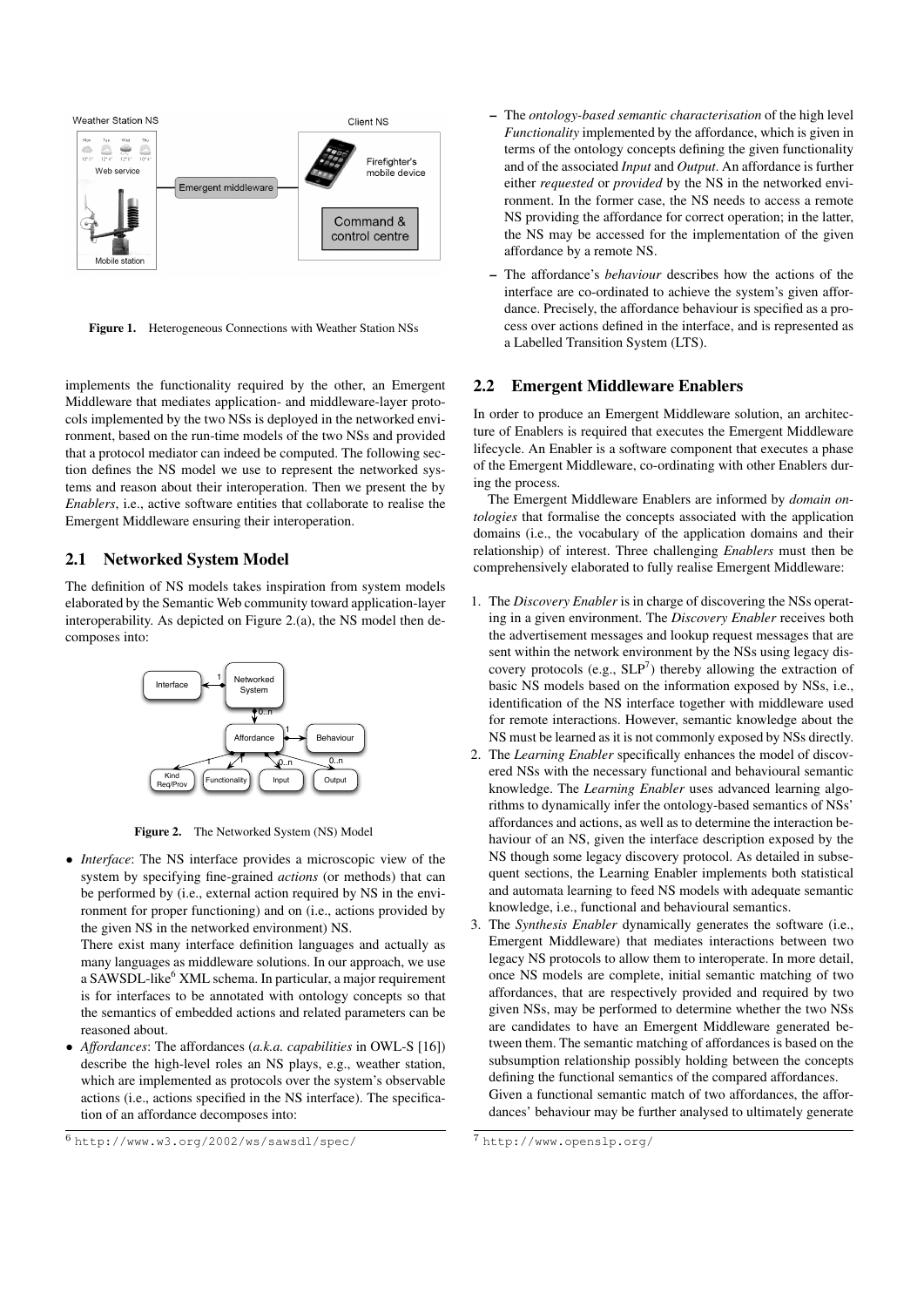Figure 1. Heterogeneous Connections with Weather Station NSs

implements the functionality required by the other, an Emergent Middleware that mediates application- and middleware-layer protocols implemented by the two NSs is deployed in the networked environment, based on the run-time models of the two NSs and provided that a protocol mediator can indeed be computed. The following section defines the NS model we use to represent the networked systems and reason about their interoperation. Then we present the by *Enablers*, i.e., active software entities that collaborate to realise the Emergent Middleware ensuring their interoperation.

## 2.1 Networked System Model

The definition of NS models takes inspiration from system models elaborated by the Semantic Web community toward application-layer interoperability. As depicted on Figure 2.(a), the NS model then decomposes into:

Figure 2. The Networked System (NS) Model

- *Interface*: The NS interface provides a microscopic view of the system by specifying fine-grained *actions* (or methods) that can be performed by (i.e., external action required by NS in the environment for proper functioning) and on (i.e., actions provided by the given NS in the networked environment) NS.

  There exist many interface definition languages and actually as many languages as middleware solutions. In our approach, we use a SAWSDL-like[6] XML schema. In particular, a major requirement is for interfaces to be annotated with ontology concepts so that the semantics of embedded actions and related parameters can be reasoned about.
- *Affordances*: The affordances (*a.k.a. capabilities* in OWL-S [16]) describe the high-level roles an NS plays, e.g., weather station, which are implemented as protocols over the system's observable actions (i.e., actions specified in the NS interface). The specification of an affordance decomposes into:
  - The *ontology-based semantic characterisation* of the high level *Functionality* implemented by the affordance, which is given in terms of the ontology concepts defining the given functionality and of the associated *Input* and *Output*. An affordance is further either *requested* or *provided* by the NS in the networked environment. In the former case, the NS needs to access a remote NS providing the affordance for correct operation; in the latter, the NS may be accessed for the implementation of the given affordance by a remote NS.
  - The affordance's *behaviour* describes how the actions of the interface are co-ordinated to achieve the system's given affordance. Precisely, the affordance behaviour is specified as a process over actions defined in the interface, and is represented as a Labelled Transition System (LTS).

## 2.2 Emergent Middleware Enablers

In order to produce an Emergent Middleware solution, an architecture of Enablers is required that executes the Emergent Middleware lifecycle. An Enabler is a software component that executes a phase of the Emergent Middleware, co-ordinating with other Enablers during the process.

The Emergent Middleware Enablers are informed by *domain ontologies* that formalise the concepts associated with the application domains (i.e., the vocabulary of the application domains and their relationship) of interest. Three challenging *Enablers* must then be comprehensively elaborated to fully realise Emergent Middleware:

1. The *Discovery Enabler* is in charge of discovering the NSs operating in a given environment. The *Discovery Enabler* receives both the advertisement messages and lookup request messages that are sent within the network environment by the NSs using legacy discovery protocols (e.g., SLP[7]) thereby allowing the extraction of basic NS models based on the information exposed by NSs, i.e., identification of the NS interface together with middleware used for remote interactions. However, semantic knowledge about the NS must be learned as it is not commonly exposed by NSs directly.
2. The *Learning Enabler* specifically enhances the model of discovered NSs with the necessary functional and behavioural semantic knowledge. The *Learning Enabler* uses advanced learning algorithms to dynamically infer the ontology-based semantics of NSs' affordances and actions, as well as to determine the interaction behaviour of an NS, given the interface description exposed by the NS though some legacy discovery protocol. As detailed in subsequent sections, the Learning Enabler implements both statistical and automata learning to feed NS models with adequate semantic knowledge, i.e., functional and behavioural semantics.
3. The *Synthesis Enabler* dynamically generates the software (i.e., Emergent Middleware) that mediates interactions between two legacy NS protocols to allow them to interoperate. In more detail, once NS models are complete, initial semantic matching of two affordances, that are respectively provided and required by two given NSs, may be performed to determine whether the two NSs are candidates to have an Emergent Middleware generated between them. The semantic matching of affordances is based on the subsumption relationship possibly holding between the concepts defining the functional semantics of the compared affordances.

   Given a functional semantic match of two affordances, the affordances' behaviour may be further analysed to ultimately generate

[6] http://www.w3.org/2002/ws/sawsdl/spec/

[7] http://www.openslp.org/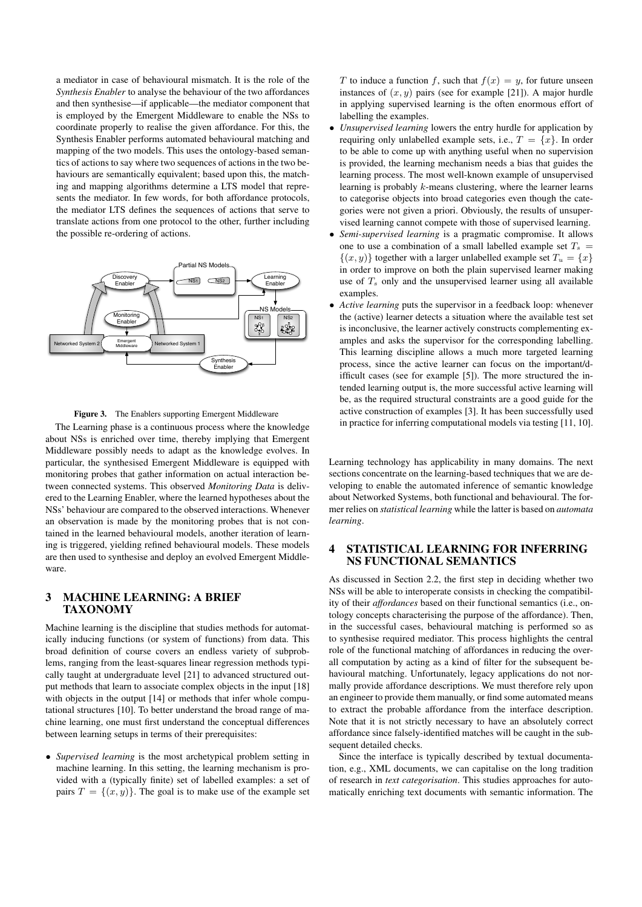a mediator in case of behavioural mismatch. It is the role of the *Synthesis Enabler* to analyse the behaviour of the two affordances and then synthesise—if applicable—the mediator component that is employed by the Emergent Middleware to enable the NSs to coordinate properly to realise the given affordance. For this, the Synthesis Enabler performs automated behavioural matching and mapping of the two models. This uses the ontology-based semantics of actions to say where two sequences of actions in the two behaviours are semantically equivalent; based upon this, the matching and mapping algorithms determine a LTS model that represents the mediator. In few words, for both affordance protocols, the mediator LTS defines the sequences of actions that serve to translate actions from one protocol to the other, further including the possible re-ordering of actions.

**Figure 3.** The Enablers supporting Emergent Middleware

The Learning phase is a continuous process where the knowledge about NSs is enriched over time, thereby implying that Emergent Middleware possibly needs to adapt as the knowledge evolves. In particular, the synthesised Emergent Middleware is equipped with monitoring probes that gather information on actual interaction between connected systems. This observed *Monitoring Data* is delivered to the Learning Enabler, where the learned hypotheses about the NSs' behaviour are compared to the observed interactions. Whenever an observation is made by the monitoring probes that is not contained in the learned behavioural models, another iteration of learning is triggered, yielding refined behavioural models. These models are then used to synthesise and deploy an evolved Emergent Middleware.

## 3 MACHINE LEARNING: A BRIEF TAXONOMY

Machine learning is the discipline that studies methods for automatically inducing functions (or system of functions) from data. This broad definition of course covers an endless variety of subproblems, ranging from the least-squares linear regression methods typically taught at undergraduate level [21] to advanced structured output methods that learn to associate complex objects in the input [18] with objects in the output [14] or methods that infer whole computational structures [10]. To better understand the broad range of machine learning, one must first understand the conceptual differences between learning setups in terms of their prerequisites:

- *Supervised learning* is the most archetypical problem setting in machine learning. In this setting, the learning mechanism is provided with a (typically finite) set of labelled examples: a set of pairs $T = \{(x, y)\}$. The goal is to make use of the example set $T$ to induce a function $f$, such that $f(x) = y$, for future unseen instances of $(x, y)$ pairs (see for example [21]). A major hurdle in applying supervised learning is the often enormous effort of labelling the examples.
- *Unsupervised learning* lowers the entry hurdle for application by requiring only unlabelled example sets, i.e., $T = \{x\}$. In order to be able to come up with anything useful when no supervision is provided, the learning mechanism needs a bias that guides the learning process. The most well-known example of unsupervised learning is probably $k$-means clustering, where the learner learns to categorise objects into broad categories even though the categories were not given a priori. Obviously, the results of unsupervised learning cannot compete with those of supervised learning.
- *Semi-supervised learning* is a pragmatic compromise. It allows one to use a combination of a small labelled example set $T_s = \{(x, y)\}$ together with a larger unlabelled example set $T_u = \{x\}$ in order to improve on both the plain supervised learner making use of $T_s$ only and the unsupervised learner using all available examples.
- *Active learning* puts the supervisor in a feedback loop: whenever the (active) learner detects a situation where the available test set is inconclusive, the learner actively constructs complementing examples and asks the supervisor for the corresponding labelling. This learning discipline allows a much more targeted learning process, since the active learner can focus on the important/difficult cases (see for example [5]). The more structured the intended learning output is, the more successful active learning will be, as the required structural constraints are a good guide for the active construction of examples [3]. It has been successfully used in practice for inferring computational models via testing [11, 10].

Learning technology has applicability in many domains. The next sections concentrate on the learning-based techniques that we are developing to enable the automated inference of semantic knowledge about Networked Systems, both functional and behavioural. The former relies on *statistical learning* while the latter is based on *automata learning*.

## 4 STATISTICAL LEARNING FOR INFERRING NS FUNCTIONAL SEMANTICS

As discussed in Section 2.2, the first step in deciding whether two NSs will be able to interoperate consists in checking the compatibility of their *affordances* based on their functional semantics (i.e., ontology concepts characterising the purpose of the affordance). Then, in the successful cases, behavioural matching is performed so as to synthesise required mediator. This process highlights the central role of the functional matching of affordances in reducing the overall computation by acting as a kind of filter for the subsequent behavioural matching. Unfortunately, legacy applications do not normally provide affordance descriptions. We must therefore rely upon an engineer to provide them manually, or find some automated means to extract the probable affordance from the interface description. Note that it is not strictly necessary to have an absolutely correct affordance since falsely-identified matches will be caught in the subsequent detailed checks.

Since the interface is typically described by textual documentation, e.g., XML documents, we can capitalise on the long tradition of research in *text categorisation*. This studies approaches for automatically enriching text documents with semantic information. The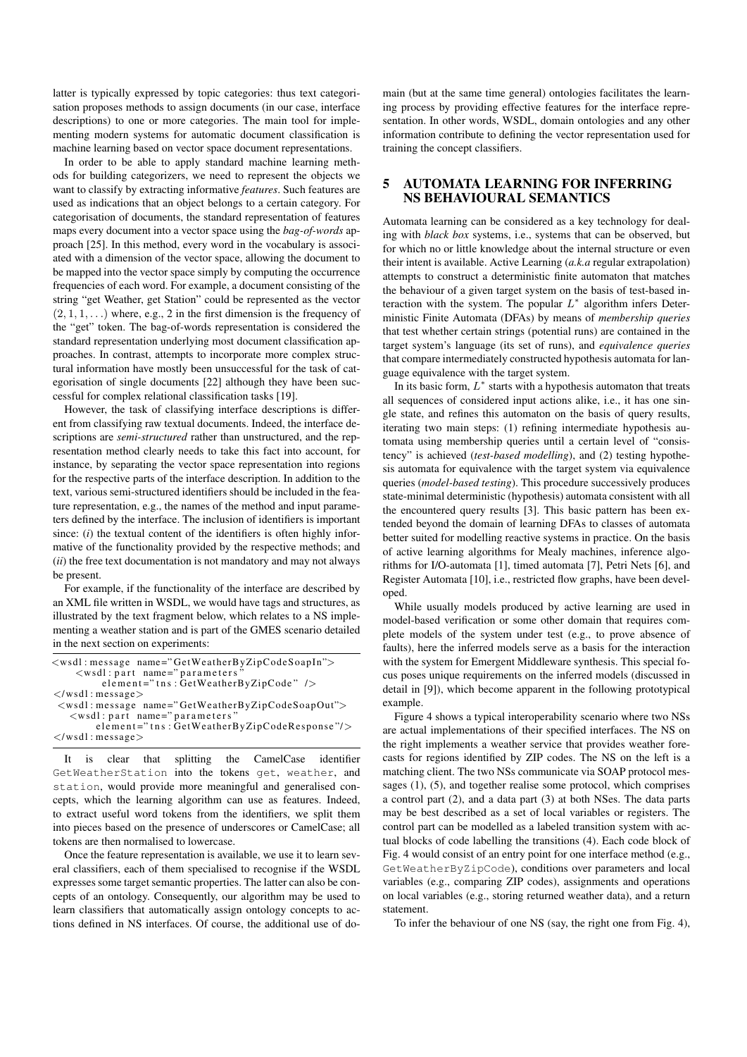latter is typically expressed by topic categories: thus text categorisation proposes methods to assign documents (in our case, interface descriptions) to one or more categories. The main tool for implementing modern systems for automatic document classification is machine learning based on vector space document representations.

In order to be able to apply standard machine learning methods for building categorizers, we need to represent the objects we want to classify by extracting informative *features*. Such features are used as indications that an object belongs to a certain category. For categorisation of documents, the standard representation of features maps every document into a vector space using the *bag-of-words* approach [25]. In this method, every word in the vocabulary is associated with a dimension of the vector space, allowing the document to be mapped into the vector space simply by computing the occurrence frequencies of each word. For example, a document consisting of the string "get Weather, get Station" could be represented as the vector $(2, 1, 1, \ldots)$ where, e.g., 2 in the first dimension is the frequency of the "get" token. The bag-of-words representation is considered the standard representation underlying most document classification approaches. In contrast, attempts to incorporate more complex structural information have mostly been unsuccessful for the task of categorisation of single documents [22] although they have been successful for complex relational classification tasks [19].

However, the task of classifying interface descriptions is different from classifying raw textual documents. Indeed, the interface descriptions are *semi-structured* rather than unstructured, and the representation method clearly needs to take this fact into account, for instance, by separating the vector space representation into regions for the respective parts of the interface description. In addition to the text, various semi-structured identifiers should be included in the feature representation, e.g., the names of the method and input parameters defined by the interface. The inclusion of identifiers is important since: (*i*) the textual content of the identifiers is often highly informative of the functionality provided by the respective methods; and (*ii*) the free text documentation is not mandatory and may not always be present.

For example, if the functionality of the interface are described by an XML file written in WSDL, we would have tags and structures, as illustrated by the text fragment below, which relates to a NS implementing a weather station and is part of the GMES scenario detailed in the next section on experiments:

```
<wsdl:message name="GetWeatherByZipCodeSoapIn">
    <wsdl:part name="parameters"
        element="tns:GetWeatherByZipCode" />
</wsdl:message>
 <wsdl:message name="GetWeatherByZipCodeSoapOut">
   <wsdl:part name="parameters"
       element="tns:GetWeatherByZipCodeResponse"/>
</wsdl:message>
```

It is clear that splitting the CamelCase identifier `GetWeatherStation` into the tokens `get`, `weather`, and `station`, would provide more meaningful and generalised concepts, which the learning algorithm can use as features. Indeed, to extract useful word tokens from the identifiers, we split them into pieces based on the presence of underscores or CamelCase; all tokens are then normalised to lowercase.

Once the feature representation is available, we use it to learn several classifiers, each of them specialised to recognise if the WSDL expresses some target semantic properties. The latter can also be concepts of an ontology. Consequently, our algorithm may be used to learn classifiers that automatically assign ontology concepts to actions defined in NS interfaces. Of course, the additional use of domain (but at the same time general) ontologies facilitates the learning process by providing effective features for the interface representation. In other words, WSDL, domain ontologies and any other information contribute to defining the vector representation used for training the concept classifiers.

## 5 AUTOMATA LEARNING FOR INFERRING NS BEHAVIOURAL SEMANTICS

Automata learning can be considered as a key technology for dealing with *black box* systems, i.e., systems that can be observed, but for which no or little knowledge about the internal structure or even their intent is available. Active Learning (*a.k.a* regular extrapolation) attempts to construct a deterministic finite automaton that matches the behaviour of a given target system on the basis of test-based interaction with the system. The popular $L^*$ algorithm infers Deterministic Finite Automata (DFAs) by means of *membership queries* that test whether certain strings (potential runs) are contained in the target system's language (its set of runs), and *equivalence queries* that compare intermediately constructed hypothesis automata for language equivalence with the target system.

In its basic form, $L^*$ starts with a hypothesis automaton that treats all sequences of considered input actions alike, i.e., it has one single state, and refines this automaton on the basis of query results, iterating two main steps: (1) refining intermediate hypothesis automata using membership queries until a certain level of "consistency" is achieved (*test-based modelling*), and (2) testing hypothesis automata for equivalence with the target system via equivalence queries (*model-based testing*). This procedure successively produces state-minimal deterministic (hypothesis) automata consistent with all the encountered query results [3]. This basic pattern has been extended beyond the domain of learning DFAs to classes of automata better suited for modelling reactive systems in practice. On the basis of active learning algorithms for Mealy machines, inference algorithms for I/O-automata [1], timed automata [7], Petri Nets [6], and Register Automata [10], i.e., restricted flow graphs, have been developed.

While usually models produced by active learning are used in model-based verification or some other domain that requires complete models of the system under test (e.g., to prove absence of faults), here the inferred models serve as a basis for the interaction with the system for Emergent Middleware synthesis. This special focus poses unique requirements on the inferred models (discussed in detail in [9]), which become apparent in the following prototypical example.

Figure 4 shows a typical interoperability scenario where two NSs are actual implementations of their specified interfaces. The NS on the right implements a weather service that provides weather forecasts for regions identified by ZIP codes. The NS on the left is a matching client. The two NSs communicate via SOAP protocol messages (1), (5), and together realise some protocol, which comprises a control part (2), and a data part (3) at both NSes. The data parts may be best described as a set of local variables or registers. The control part can be modelled as a labeled transition system with actual blocks of code labelling the transitions (4). Each code block of Fig. 4 would consist of an entry point for one interface method (e.g., `GetWeatherByZipCode`), conditions over parameters and local variables (e.g., comparing ZIP codes), assignments and operations on local variables (e.g., storing returned weather data), and a return statement.

To infer the behaviour of one NS (say, the right one from Fig. 4),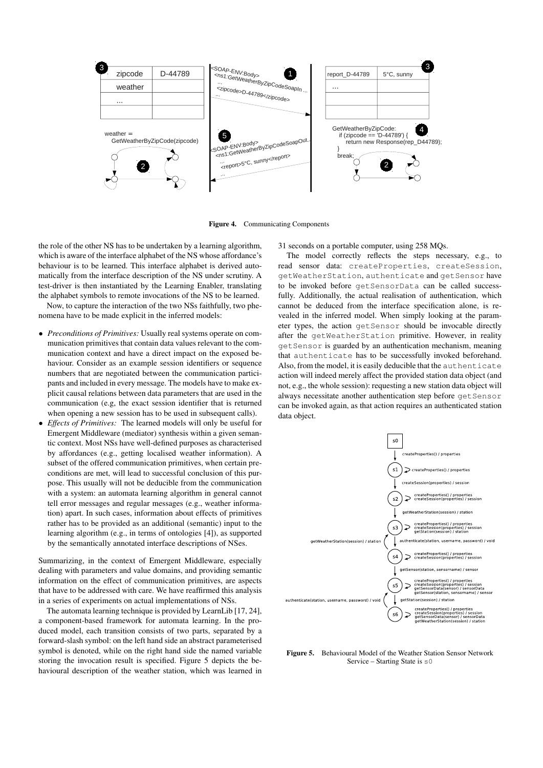Figure 4. Communicating Components

the role of the other NS has to be undertaken by a learning algorithm, which is aware of the interface alphabet of the NS whose affordance's behaviour is to be learned. This interface alphabet is derived automatically from the interface description of the NS under scrutiny. A test-driver is then instantiated by the Learning Enabler, translating the alphabet symbols to remote invocations of the NS to be learned.

Now, to capture the interaction of the two NSs faithfully, two phenomena have to be made explicit in the inferred models:

- *Preconditions of Primitives:* Usually real systems operate on communication primitives that contain data values relevant to the communication context and have a direct impact on the exposed behaviour. Consider as an example session identifiers or sequence numbers that are negotiated between the communication participants and included in every message. The models have to make explicit causal relations between data parameters that are used in the communication (e.g, the exact session identifier that is returned when opening a new session has to be used in subsequent calls).
- *Effects of Primitives:* The learned models will only be useful for Emergent Middleware (mediator) synthesis within a given semantic context. Most NSs have well-defined purposes as characterised by affordances (e.g., getting localised weather information). A subset of the offered communication primitives, when certain preconditions are met, will lead to successful conclusion of this purpose. This usually will not be deducible from the communication with a system: an automata learning algorithm in general cannot tell error messages and regular messages (e.g., weather information) apart. In such cases, information about effects of primitives rather has to be provided as an additional (semantic) input to the learning algorithm (e.g., in terms of ontologies [4]), as supported by the semantically annotated interface descriptions of NSes.

Summarizing, in the context of Emergent Middleware, especially dealing with parameters and value domains, and providing semantic information on the effect of communication primitives, are aspects that have to be addressed with care. We have reaffirmed this analysis in a series of experiments on actual implementations of NSs.

The automata learning technique is provided by LearnLib [17, 24], a component-based framework for automata learning. In the produced model, each transition consists of two parts, separated by a forward-slash symbol: on the left hand side an abstract parameterised symbol is denoted, while on the right hand side the named variable storing the invocation result is specified. Figure 5 depicts the behavioural description of the weather station, which was learned in 31 seconds on a portable computer, using 258 MQs.

The model correctly reflects the steps necessary, e.g., to read sensor data: `createProperties`, `createSession`, `getWeatherStation`, `authenticate` and `getSensor` have to be invoked before `getSensorData` can be called successfully. Additionally, the actual realisation of authentication, which cannot be deduced from the interface specification alone, is revealed in the inferred model. When simply looking at the parameter types, the action `getSensor` should be invocable directly after the `getWeatherStation` primitive. However, in reality `getSensor` is guarded by an authentication mechanism, meaning that `authenticate` has to be successfully invoked beforehand. Also, from the model, it is easily deducible that the `authenticate` action will indeed merely affect the provided station data object (and not, e.g., the whole session): requesting a new station data object will always necessitate another authentication step before `getSensor` can be invoked again, as that action requires an authenticated station data object.

Figure 5. Behavioural Model of the Weather Station Sensor Network Service – Starting State is s0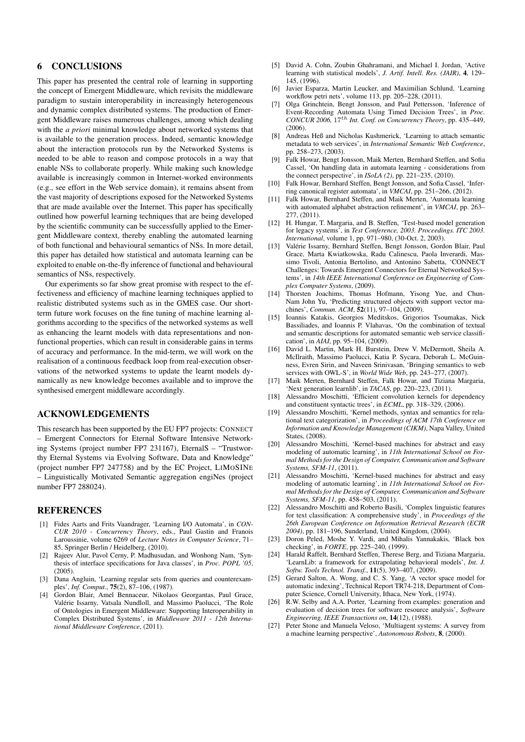## 6 CONCLUSIONS

This paper has presented the central role of learning in supporting the concept of Emergent Middleware, which revisits the middleware paradigm to sustain interoperability in increasingly heterogeneous and dynamic complex distributed systems. The production of Emergent Middleware raises numerous challenges, among which dealing with the *a priori* minimal knowledge about networked systems that is available to the generation process. Indeed, semantic knowledge about the interaction protocols run by the Networked Systems is needed to be able to reason and compose protocols in a way that enable NSs to collaborate properly. While making such knowledge available is increasingly common in Internet-worked environments (e.g., see effort in the Web service domain), it remains absent from the vast majority of descriptions exposed for the Networked Systems that are made available over the Internet. This paper has specifically outlined how powerful learning techniques that are being developed by the scientific community can be successfully applied to the Emergent Middleware context, thereby enabling the automated learning of both functional and behavioural semantics of NSs. In more detail, this paper has detailed how statistical and automata learning can be exploited to enable on-the-fly inference of functional and behavioural semantics of NSs, respectively.

Our experiments so far show great promise with respect to the effectiveness and efficiency of machine learning techniques applied to realistic distributed systems such as in the GMES case. Our short-term future work focuses on the fine tuning of machine learning algorithms according to the specifics of the networked systems as well as enhancing the learnt models with data representations and non-functional properties, which can result in considerable gains in terms of accuracy and performance. In the mid-term, we will work on the realisation of a continuous feedback loop from real-execution observations of the networked systems to update the learnt models dynamically as new knowledge becomes available and to improve the synthesised emergent middleware accordingly.

## ACKNOWLEDGEMENTS

This research has been supported by the EU FP7 projects: CONNECT – Emergent Connectors for Eternal Software Intensive Networking Systems (project number FP7 231167), EternalS – "Trustworthy Eternal Systems via Evolving Software, Data and Knowledge" (project number FP7 247758) and by the EC Project, LIMOSINE – Linguistically Motivated Semantic aggregation engiNes (project number FP7 288024).

## REFERENCES

[1] Fides Aarts and Frits Vaandrager, 'Learning I/O Automata', in *CONCUR 2010 - Concurrency Theory*, eds., Paul Gastin and Franois Laroussinie, volume 6269 of *Lecture Notes in Computer Science*, 71–85, Springer Berlin / Heidelberg, (2010).

[2] Rajeev Alur, Pavol Cerny, P. Madhusudan, and Wonhong Nam, 'Synthesis of interface specifications for Java classes', in *Proc. POPL '05*, (2005).

[3] Dana Angluin, 'Learning regular sets from queries and counterexamples', *Inf. Comput.*, **75**(2), 87–106, (1987).

[4] Gordon Blair, Amel Bennaceur, Nikolaos Georgantas, Paul Grace, Valérie Issarny, Vatsala Nundloll, and Massimo Paolucci, 'The Role of Ontologies in Emergent Middleware: Supporting Interoperability in Complex Distributed Systems', in *Middleware 2011 - 12th International Middleware Conference*, (2011).

[5] David A. Cohn, Zoubin Ghahramani, and Michael I. Jordan, 'Active learning with statistical models', *J. Artif. Intell. Res. (JAIR)*, **4**, 129–145, (1996).

[6] Javier Esparza, Martin Leucker, and Maximilian Schlund, 'Learning workflow petri nets', volume 113, pp. 205–228, (2011).

[7] Olga Grinchtein, Bengt Jonsson, and Paul Pettersson, 'Inference of Event-Recording Automata Using Timed Decision Trees', in *Proc. CONCUR 2006,* $17^{th}$ *Int. Conf. on Concurrency Theory*, pp. 435–449, (2006).

[8] Andreas Heß and Nicholas Kushmerick, 'Learning to attach semantic metadata to web services', in *International Semantic Web Conference*, pp. 258–273, (2003).

[9] Falk Howar, Bengt Jonsson, Maik Merten, Bernhard Steffen, and Sofia Cassel, 'On handling data in automata learning - considerations from the connect perspective', in *ISoLA (2)*, pp. 221–235, (2010).

[10] Falk Howar, Bernhard Steffen, Bengt Jonsson, and Sofia Cassel, 'Inferring canonical register automata', in *VMCAI*, pp. 251–266, (2012).

[11] Falk Howar, Bernhard Steffen, and Maik Merten, 'Automata learning with automated alphabet abstraction refinement', in *VMCAI*, pp. 263–277, (2011).

[12] H. Hungar, T. Margaria, and B. Steffen, 'Test-based model generation for legacy systems', in *Test Conference, 2003. Proceedings. ITC 2003. International*, volume 1, pp. 971–980, (30-Oct. 2, 2003).

[13] Valérie Issarny, Bernhard Steffen, Bengt Jonsson, Gordon Blair, Paul Grace, Marta Kwiatkowska, Radu Calinescu, Paola Inverardi, Massimo Tivoli, Antonia Bertolino, and Antonino Sabetta, 'CONNECT Challenges: Towards Emergent Connectors for Eternal Networked Systems', in *14th IEEE International Conference on Engineering of Complex Computer Systems*, (2009).

[14] Thorsten Joachims, Thomas Hofmann, Yisong Yue, and Chun-Nam John Yu, 'Predicting structured objects with support vector machines', *Commun. ACM*, **52**(11), 97–104, (2009).

[15] Ioannis Katakis, Georgios Meditskos, Grigorios Tsoumakas, Nick Bassiliades, and Ioannis P. Vlahavas, 'On the combination of textual and semantic descriptions for automated semantic web service classification', in *AIAI*, pp. 95–104, (2009).

[16] David L. Martin, Mark H. Burstein, Drew V. McDermott, Sheila A. McIlraith, Massimo Paolucci, Katia P. Sycara, Deborah L. McGuinness, Evren Sirin, and Naveen Srinivasan, 'Bringing semantics to web services with OWL-S', in *World Wide Web*, pp. 243–277, (2007).

[17] Maik Merten, Bernhard Steffen, Falk Howar, and Tiziana Margaria, 'Next generation learnlib', in *TACAS*, pp. 220–223, (2011).

[18] Alessandro Moschitti, 'Efficient convolution kernels for dependency and constituent syntactic trees', in *ECML*, pp. 318–329, (2006).

[19] Alessandro Moschitti, 'Kernel methods, syntax and semantics for relational text categorization', in *Proceedings of ACM 17th Conference on Information and Knowledge Management (CIKM)*, Napa Valley, United States, (2008).

[20] Alessandro Moschitti, 'Kernel-based machines for abstract and easy modeling of automatic learning', in *11th International School on Formal Methods for the Design of Computer, Communication and Software Systems, SFM-11*, (2011).

[21] Alessandro Moschitti, 'Kernel-based machines for abstract and easy modeling of automatic learning', in *11th International School on Formal Methods for the Design of Computer, Communication and Software Systems, SFM-11*, pp. 458–503, (2011).

[22] Alessandro Moschitti and Roberto Basili, 'Complex linguistic features for text classification: A comprehensive study', in *Proceedings of the 26th European Conference on Information Retrieval Research (ECIR 2004)*, pp. 181–196, Sunderland, United Kingdom, (2004).

[23] Doron Peled, Moshe Y. Vardi, and Mihalis Yannakakis, 'Black box checking', in *FORTE*, pp. 225–240, (1999).

[24] Harald Raffelt, Bernhard Steffen, Therese Berg, and Tiziana Margaria, 'LearnLib: a framework for extrapolating behavioral models', *Int. J. Softw. Tools Technol. Transf.*, **11**(5), 393–407, (2009).

[25] Gerard Salton, A. Wong, and C. S. Yang, 'A vector space model for automatic indexing', Technical Report TR74-218, Department of Computer Science, Cornell University, Ithaca, New York, (1974).

[26] R.W. Selby and A.A. Porter, 'Learning from examples: generation and evaluation of decision trees for software resource analysis', *Software Engineering, IEEE Transactions on*, **14**(12), (1988).

[27] Peter Stone and Manuela Veloso, 'Multiagent systems: A survey from a machine learning perspective', *Autonomous Robots*, **8**, (2000).